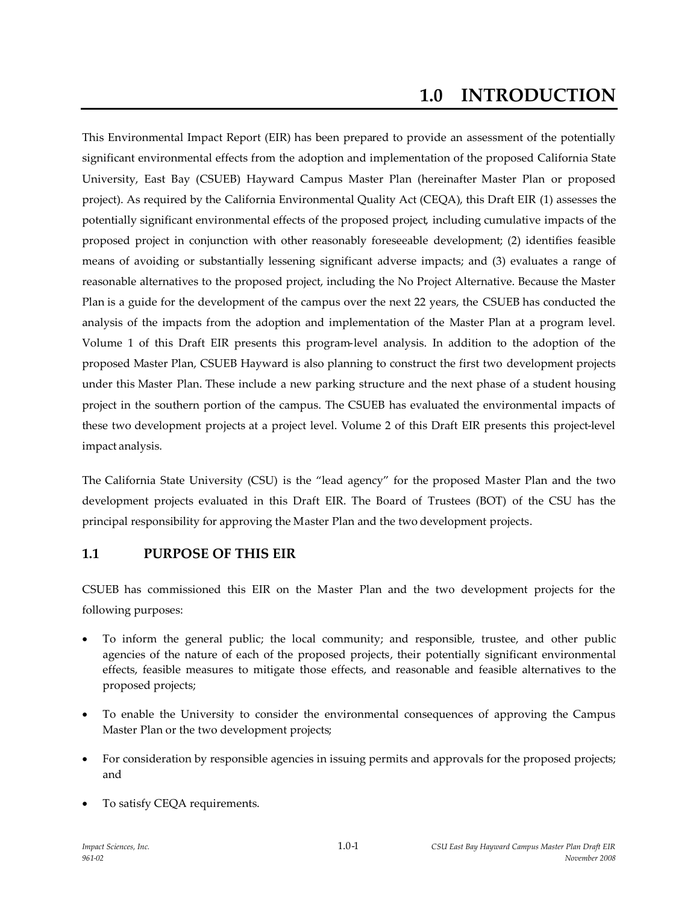# 1.0 INTRODUCTION

This Environmental Impact Report (EIR) has been prepared to provide an assessment of the potentially significant environmental effects from the adoption and implementation of the proposed California State University, East Bay (CSUEB) Hayward Campus Master Plan (hereinafter Master Plan or proposed project). As required by the California Environmental Quality Act (CEQA), this Draft EIR (1) assesses the potentially significant environmental effects of the proposed project, including cumulative impacts of the proposed project in conjunction with other reasonably foreseeable development; (2) identifies feasible means of avoiding or substantially lessening significant adverse impacts; and (3) evaluates a range of reasonable alternatives to the proposed project, including the No Project Alternative. Because the Master Plan is a guide for the development of the campus over the next 22 years, the CSUEB has conducted the analysis of the impacts from the adoption and implementation of the Master Plan at a program level. Volume 1 of this Draft EIR presents this program-level analysis. In addition to the adoption of the proposed Master Plan, CSUEB Hayward is also planning to construct the first two development projects under this Master Plan. These include a new parking structure and the next phase of a student housing project in the southern portion of the campus. The CSUEB has evaluated the environmental impacts of these two development projects at a project level. Volume 2 of this Draft EIR presents this project-level impact analysis.

The California State University (CSU) is the "lead agency" for the proposed Master Plan and the two development projects evaluated in this Draft EIR. The Board of Trustees (BOT) of the CSU has the principal responsibility for approving the Master Plan and the two development projects.

## 1.1 PURPOSE OF THIS EIR

CSUEB has commissioned this EIR on the Master Plan and the two development projects for the following purposes:

- To inform the general public; the local community; and responsible, trustee, and other public agencies of the nature of each of the proposed projects, their potentially significant environmental effects, feasible measures to mitigate those effects, and reasonable and feasible alternatives to the proposed projects;
- To enable the University to consider the environmental consequences of approving the Campus Master Plan or the two development projects;
- For consideration by responsible agencies in issuing permits and approvals for the proposed projects; and
- To satisfy CEQA requirements.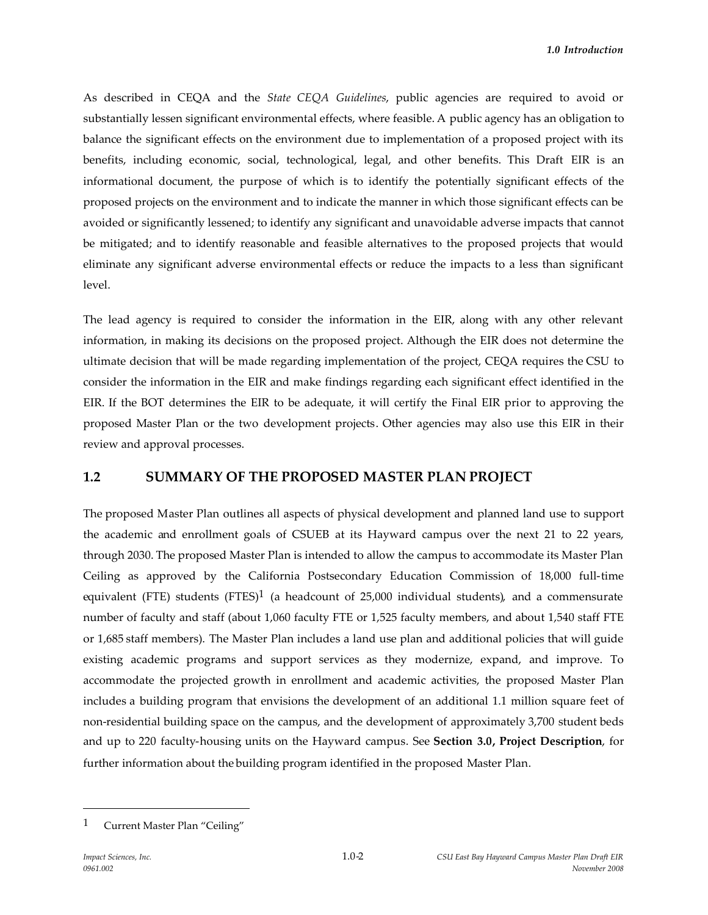As described in CEQA and the *State CEQA Guidelines*, public agencies are required to avoid or substantially lessen significant environmental effects, where feasible. A public agency has an obligation to balance the significant effects on the environment due to implementation of a proposed project with its benefits, including economic, social, technological, legal, and other benefits. This Draft EIR is an informational document, the purpose of which is to identify the potentially significant effects of the proposed projects on the environment and to indicate the manner in which those significant effects can be avoided or significantly lessened; to identify any significant and unavoidable adverse impacts that cannot be mitigated; and to identify reasonable and feasible alternatives to the proposed projects that would eliminate any significant adverse environmental effects or reduce the impacts to a less than significant level.

The lead agency is required to consider the information in the EIR, along with any other relevant information, in making its decisions on the proposed project. Although the EIR does not determine the ultimate decision that will be made regarding implementation of the project, CEQA requires the CSU to consider the information in the EIR and make findings regarding each significant effect identified in the EIR. If the BOT determines the EIR to be adequate, it will certify the Final EIR prior to approving the proposed Master Plan or the two development projects. Other agencies may also use this EIR in their review and approval processes.

## 1.2 SUMMARY OF THE PROPOSED MASTER PLAN PROJECT

The proposed Master Plan outlines all aspects of physical development and planned land use to support the academic and enrollment goals of CSUEB at its Hayward campus over the next 21 to 22 years, through 2030. The proposed Master Plan is intended to allow the campus to accommodate its Master Plan Ceiling as approved by the California Postsecondary Education Commission of 18,000 full-time equivalent (FTE) students (FTES)[1] (a headcount of 25,000 individual students), and a commensurate number of faculty and staff (about 1,060 faculty FTE or 1,525 faculty members, and about 1,540 staff FTE or 1,685 staff members). The Master Plan includes a land use plan and additional policies that will guide existing academic programs and support services as they modernize, expand, and improve. To accommodate the projected growth in enrollment and academic activities, the proposed Master Plan includes a building program that envisions the development of an additional 1.1 million square feet of non-residential building space on the campus, and the development of approximately 3,700 student beds and up to 220 faculty-housing units on the Hayward campus. See **Section 3.0, Project Description**, for further information about the building program identified in the proposed Master Plan.

---

[1] Current Master Plan "Ceiling"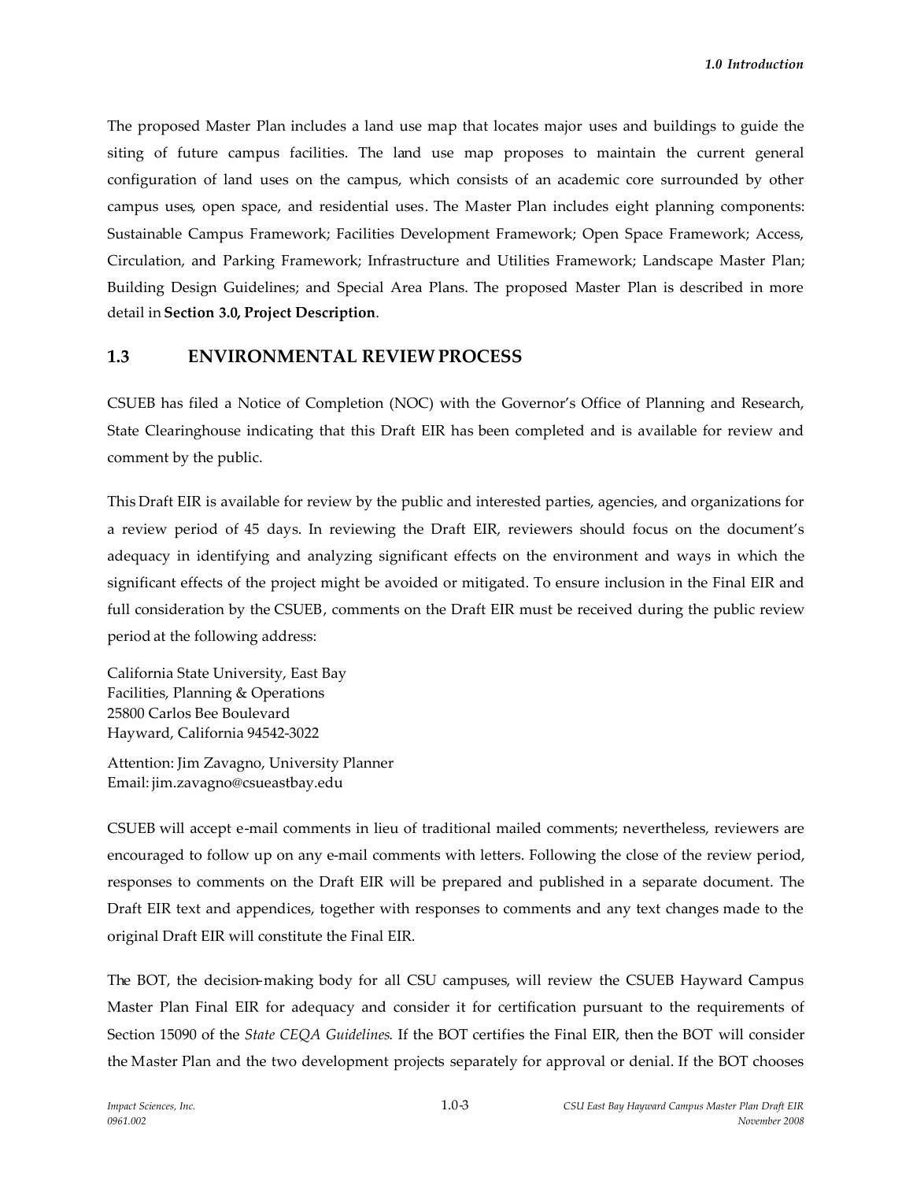The proposed Master Plan includes a land use map that locates major uses and buildings to guide the siting of future campus facilities. The land use map proposes to maintain the current general configuration of land uses on the campus, which consists of an academic core surrounded by other campus uses, open space, and residential uses. The Master Plan includes eight planning components: Sustainable Campus Framework; Facilities Development Framework; Open Space Framework; Access, Circulation, and Parking Framework; Infrastructure and Utilities Framework; Landscape Master Plan; Building Design Guidelines; and Special Area Plans. The proposed Master Plan is described in more detail in **Section 3.0, Project Description**.

## 1.3 ENVIRONMENTAL REVIEW PROCESS

CSUEB has filed a Notice of Completion (NOC) with the Governor's Office of Planning and Research, State Clearinghouse indicating that this Draft EIR has been completed and is available for review and comment by the public.

This Draft EIR is available for review by the public and interested parties, agencies, and organizations for a review period of 45 days. In reviewing the Draft EIR, reviewers should focus on the document's adequacy in identifying and analyzing significant effects on the environment and ways in which the significant effects of the project might be avoided or mitigated. To ensure inclusion in the Final EIR and full consideration by the CSUEB, comments on the Draft EIR must be received during the public review period at the following address:

California State University, East Bay
Facilities, Planning & Operations
25800 Carlos Bee Boulevard
Hayward, California 94542-3022

Attention: Jim Zavagno, University Planner
Email: jim.zavagno@csueastbay.edu

CSUEB will accept e-mail comments in lieu of traditional mailed comments; nevertheless, reviewers are encouraged to follow up on any e-mail comments with letters. Following the close of the review period, responses to comments on the Draft EIR will be prepared and published in a separate document. The Draft EIR text and appendices, together with responses to comments and any text changes made to the original Draft EIR will constitute the Final EIR.

The BOT, the decision-making body for all CSU campuses, will review the CSUEB Hayward Campus Master Plan Final EIR for adequacy and consider it for certification pursuant to the requirements of Section 15090 of the *State CEQA Guidelines*. If the BOT certifies the Final EIR, then the BOT will consider the Master Plan and the two development projects separately for approval or denial. If the BOT chooses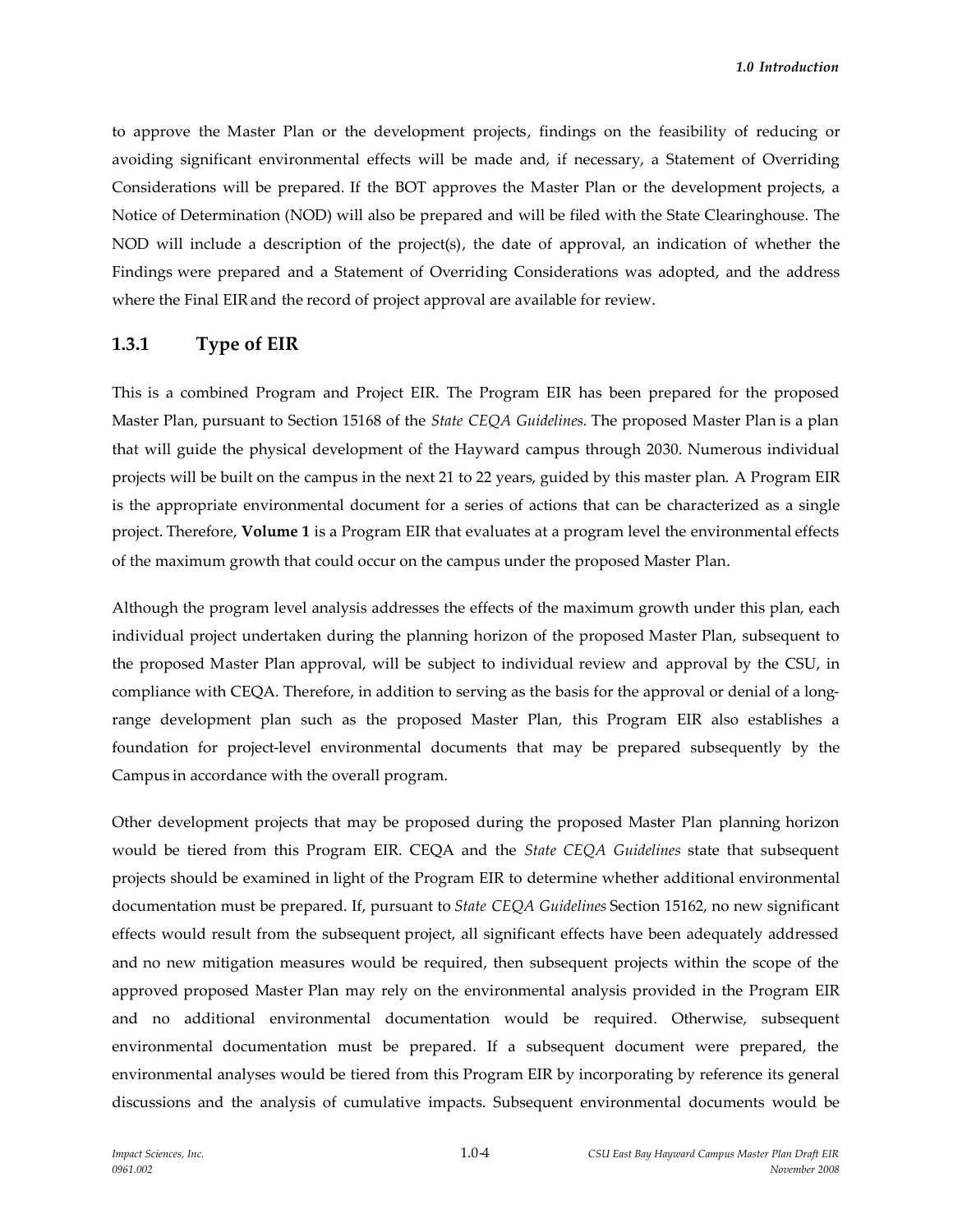to approve the Master Plan or the development projects, findings on the feasibility of reducing or avoiding significant environmental effects will be made and, if necessary, a Statement of Overriding Considerations will be prepared. If the BOT approves the Master Plan or the development projects, a Notice of Determination (NOD) will also be prepared and will be filed with the State Clearinghouse. The NOD will include a description of the project(s), the date of approval, an indication of whether the Findings were prepared and a Statement of Overriding Considerations was adopted, and the address where the Final EIR and the record of project approval are available for review.

### 1.3.1 Type of EIR

This is a combined Program and Project EIR. The Program EIR has been prepared for the proposed Master Plan, pursuant to Section 15168 of the *State CEQA Guidelines.* The proposed Master Plan is a plan that will guide the physical development of the Hayward campus through 2030. Numerous individual projects will be built on the campus in the next 21 to 22 years, guided by this master plan. A Program EIR is the appropriate environmental document for a series of actions that can be characterized as a single project. Therefore, **Volume 1** is a Program EIR that evaluates at a program level the environmental effects of the maximum growth that could occur on the campus under the proposed Master Plan.

Although the program level analysis addresses the effects of the maximum growth under this plan, each individual project undertaken during the planning horizon of the proposed Master Plan, subsequent to the proposed Master Plan approval, will be subject to individual review and approval by the CSU, in compliance with CEQA. Therefore, in addition to serving as the basis for the approval or denial of a long-range development plan such as the proposed Master Plan, this Program EIR also establishes a foundation for project-level environmental documents that may be prepared subsequently by the Campus in accordance with the overall program.

Other development projects that may be proposed during the proposed Master Plan planning horizon would be tiered from this Program EIR. CEQA and the *State CEQA Guidelines* state that subsequent projects should be examined in light of the Program EIR to determine whether additional environmental documentation must be prepared. If, pursuant to *State CEQA Guidelines* Section 15162, no new significant effects would result from the subsequent project, all significant effects have been adequately addressed and no new mitigation measures would be required, then subsequent projects within the scope of the approved proposed Master Plan may rely on the environmental analysis provided in the Program EIR and no additional environmental documentation would be required. Otherwise, subsequent environmental documentation must be prepared. If a subsequent document were prepared, the environmental analyses would be tiered from this Program EIR by incorporating by reference its general discussions and the analysis of cumulative impacts. Subsequent environmental documents would be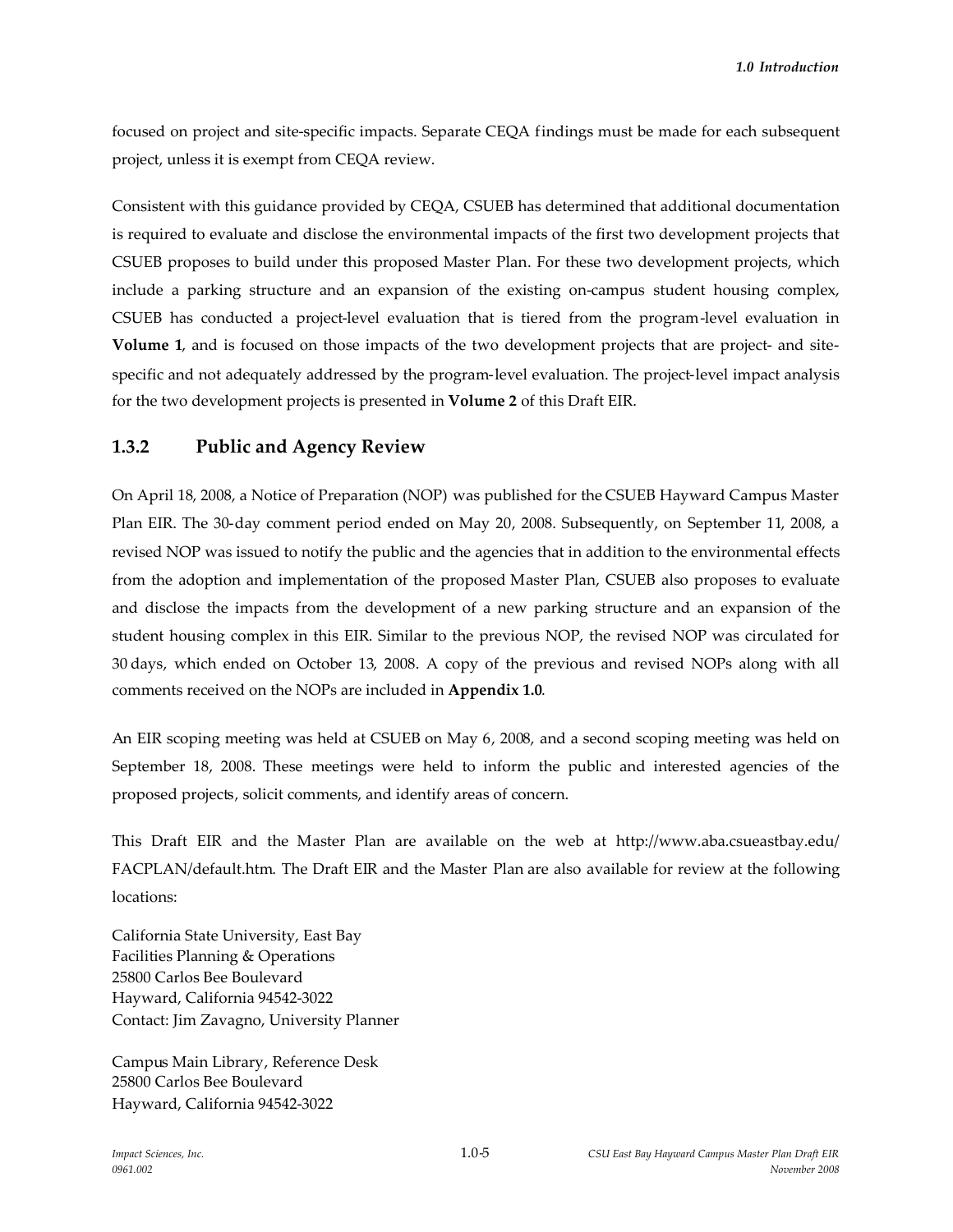focused on project and site-specific impacts. Separate CEQA findings must be made for each subsequent project, unless it is exempt from CEQA review.

Consistent with this guidance provided by CEQA, CSUEB has determined that additional documentation is required to evaluate and disclose the environmental impacts of the first two development projects that CSUEB proposes to build under this proposed Master Plan. For these two development projects, which include a parking structure and an expansion of the existing on-campus student housing complex, CSUEB has conducted a project-level evaluation that is tiered from the program-level evaluation in **Volume 1**, and is focused on those impacts of the two development projects that are project- and site-specific and not adequately addressed by the program-level evaluation. The project-level impact analysis for the two development projects is presented in **Volume 2** of this Draft EIR.

### 1.3.2 Public and Agency Review

On April 18, 2008, a Notice of Preparation (NOP) was published for the CSUEB Hayward Campus Master Plan EIR. The 30-day comment period ended on May 20, 2008. Subsequently, on September 11, 2008, a revised NOP was issued to notify the public and the agencies that in addition to the environmental effects from the adoption and implementation of the proposed Master Plan, CSUEB also proposes to evaluate and disclose the impacts from the development of a new parking structure and an expansion of the student housing complex in this EIR. Similar to the previous NOP, the revised NOP was circulated for 30 days, which ended on October 13, 2008. A copy of the previous and revised NOPs along with all comments received on the NOPs are included in **Appendix 1.0**.

An EIR scoping meeting was held at CSUEB on May 6, 2008, and a second scoping meeting was held on September 18, 2008. These meetings were held to inform the public and interested agencies of the proposed projects, solicit comments, and identify areas of concern.

This Draft EIR and the Master Plan are available on the web at http://www.aba.csueastbay.edu/FACPLAN/default.htm. The Draft EIR and the Master Plan are also available for review at the following locations:

California State University, East Bay
Facilities Planning & Operations
25800 Carlos Bee Boulevard
Hayward, California 94542-3022
Contact: Jim Zavagno, University Planner

Campus Main Library, Reference Desk
25800 Carlos Bee Boulevard
Hayward, California 94542-3022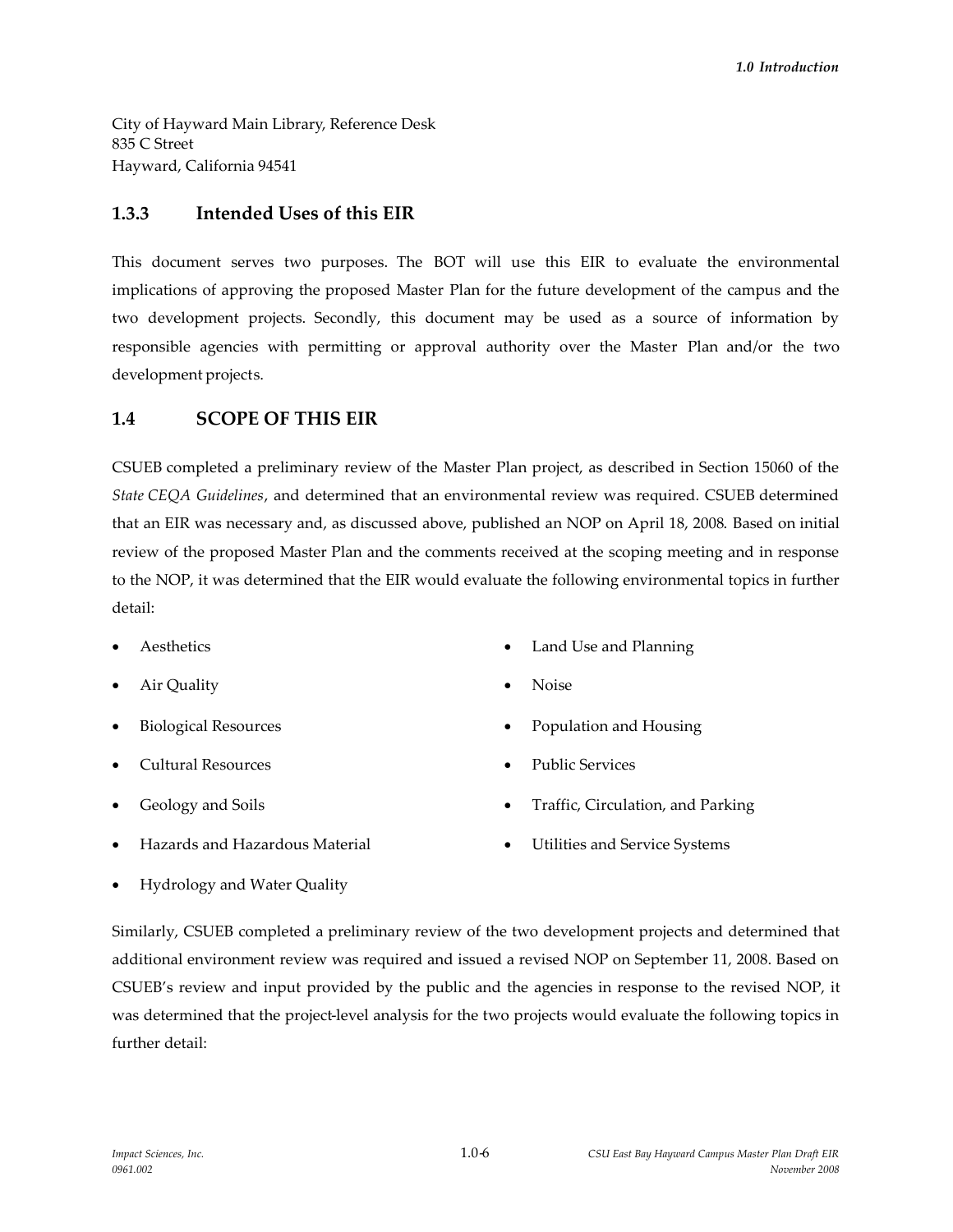City of Hayward Main Library, Reference Desk
835 C Street
Hayward, California 94541

### 1.3.3 Intended Uses of this EIR

This document serves two purposes. The BOT will use this EIR to evaluate the environmental implications of approving the proposed Master Plan for the future development of the campus and the two development projects. Secondly, this document may be used as a source of information by responsible agencies with permitting or approval authority over the Master Plan and/or the two development projects.

## 1.4 SCOPE OF THIS EIR

CSUEB completed a preliminary review of the Master Plan project, as described in Section 15060 of the *State CEQA Guidelines*, and determined that an environmental review was required. CSUEB determined that an EIR was necessary and, as discussed above, published an NOP on April 18, 2008. Based on initial review of the proposed Master Plan and the comments received at the scoping meeting and in response to the NOP, it was determined that the EIR would evaluate the following environmental topics in further detail:

- Aesthetics
- Air Quality
- Biological Resources
- Cultural Resources
- Geology and Soils
- Hazards and Hazardous Material
- Hydrology and Water Quality
- Land Use and Planning
- Noise
- Population and Housing
- Public Services
- Traffic, Circulation, and Parking
- Utilities and Service Systems

Similarly, CSUEB completed a preliminary review of the two development projects and determined that additional environment review was required and issued a revised NOP on September 11, 2008. Based on CSUEB's review and input provided by the public and the agencies in response to the revised NOP, it was determined that the project-level analysis for the two projects would evaluate the following topics in further detail: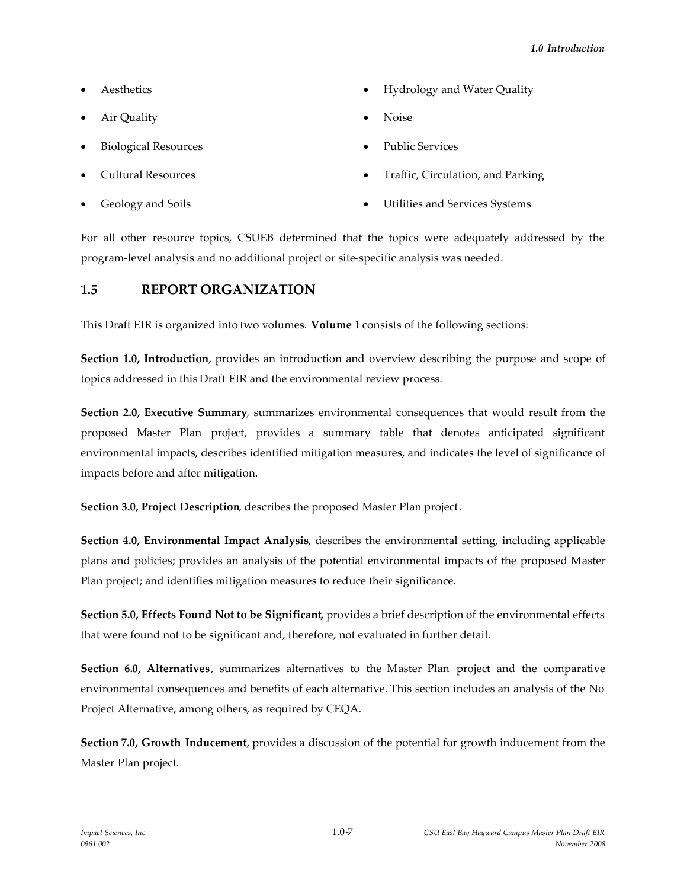- Aesthetics
- Air Quality
- Biological Resources
- Cultural Resources
- Geology and Soils
- Hydrology and Water Quality
- Noise
- Public Services
- Traffic, Circulation, and Parking
- Utilities and Services Systems

For all other resource topics, CSUEB determined that the topics were adequately addressed by the program-level analysis and no additional project or site-specific analysis was needed.

## 1.5 REPORT ORGANIZATION

This Draft EIR is organized into two volumes. **Volume 1** consists of the following sections:

**Section 1.0, Introduction**, provides an introduction and overview describing the purpose and scope of topics addressed in this Draft EIR and the environmental review process.

**Section 2.0, Executive Summary**, summarizes environmental consequences that would result from the proposed Master Plan project, provides a summary table that denotes anticipated significant environmental impacts, describes identified mitigation measures, and indicates the level of significance of impacts before and after mitigation.

**Section 3.0, Project Description**, describes the proposed Master Plan project.

**Section 4.0, Environmental Impact Analysis**, describes the environmental setting, including applicable plans and policies; provides an analysis of the potential environmental impacts of the proposed Master Plan project; and identifies mitigation measures to reduce their significance.

**Section 5.0, Effects Found Not to be Significant,** provides a brief description of the environmental effects that were found not to be significant and, therefore, not evaluated in further detail.

**Section 6.0, Alternatives**, summarizes alternatives to the Master Plan project and the comparative environmental consequences and benefits of each alternative. This section includes an analysis of the No Project Alternative, among others, as required by CEQA.

**Section 7.0, Growth Inducement**, provides a discussion of the potential for growth inducement from the Master Plan project.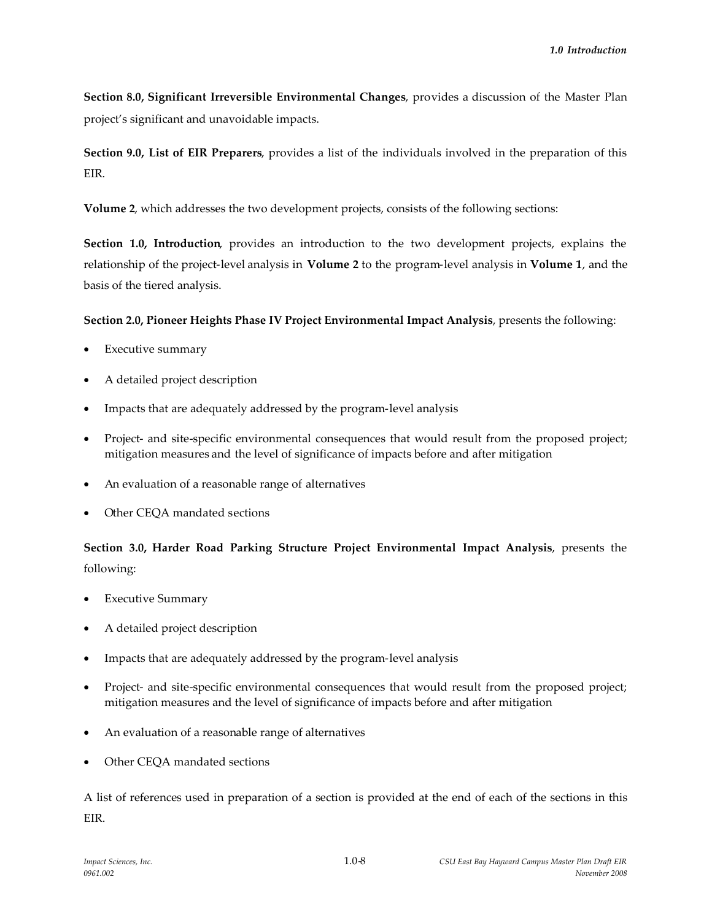**Section 8.0, Significant Irreversible Environmental Changes**, provides a discussion of the Master Plan project's significant and unavoidable impacts.

**Section 9.0, List of EIR Preparers**, provides a list of the individuals involved in the preparation of this EIR.

**Volume 2**, which addresses the two development projects, consists of the following sections:

**Section 1.0, Introduction**, provides an introduction to the two development projects, explains the relationship of the project-level analysis in **Volume 2** to the program-level analysis in **Volume 1**, and the basis of the tiered analysis.

**Section 2.0, Pioneer Heights Phase IV Project Environmental Impact Analysis**, presents the following:

- Executive summary
- A detailed project description
- Impacts that are adequately addressed by the program-level analysis
- Project- and site-specific environmental consequences that would result from the proposed project; mitigation measures and the level of significance of impacts before and after mitigation
- An evaluation of a reasonable range of alternatives
- Other CEQA mandated sections

**Section 3.0, Harder Road Parking Structure Project Environmental Impact Analysis**, presents the following:

- Executive Summary
- A detailed project description
- Impacts that are adequately addressed by the program-level analysis
- Project- and site-specific environmental consequences that would result from the proposed project; mitigation measures and the level of significance of impacts before and after mitigation
- An evaluation of a reasonable range of alternatives
- Other CEQA mandated sections

A list of references used in preparation of a section is provided at the end of each of the sections in this EIR.